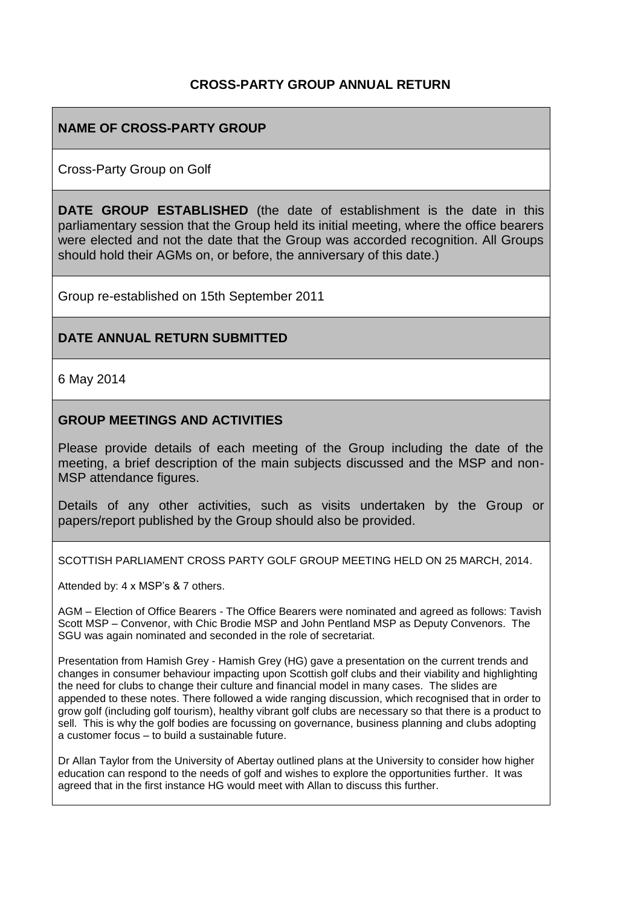# CROSS-PARTY GROUP ANNUAL RETURN

## NAME OF CROSS-PARTY GROUP

Cross-Party Group on Golf

## DATE GROUP ESTABLISHED

**DATE GROUP ESTABLISHED** (the date of establishment is the date in this parliamentary session that the Group held its initial meeting, where the office bearers were elected and not the date that the Group was accorded recognition. All Groups should hold their AGMs on, or before, the anniversary of this date.)

Group re-established on 15th September 2011

## DATE ANNUAL RETURN SUBMITTED

6 May 2014

## GROUP MEETINGS AND ACTIVITIES

Please provide details of each meeting of the Group including the date of the meeting, a brief description of the main subjects discussed and the MSP and non-MSP attendance figures.

Details of any other activities, such as visits undertaken by the Group or papers/report published by the Group should also be provided.

SCOTTISH PARLIAMENT CROSS PARTY GOLF GROUP MEETING HELD ON 25 MARCH, 2014.

Attended by: 4 x MSP's & 7 others.

AGM – Election of Office Bearers - The Office Bearers were nominated and agreed as follows: Tavish Scott MSP – Convenor, with Chic Brodie MSP and John Pentland MSP as Deputy Convenors. The SGU was again nominated and seconded in the role of secretariat.

Presentation from Hamish Grey - Hamish Grey (HG) gave a presentation on the current trends and changes in consumer behaviour impacting upon Scottish golf clubs and their viability and highlighting the need for clubs to change their culture and financial model in many cases. The slides are appended to these notes. There followed a wide ranging discussion, which recognised that in order to grow golf (including golf tourism), healthy vibrant golf clubs are necessary so that there is a product to sell. This is why the golf bodies are focussing on governance, business planning and clubs adopting a customer focus – to build a sustainable future.

Dr Allan Taylor from the University of Abertay outlined plans at the University to consider how higher education can respond to the needs of golf and wishes to explore the opportunities further. It was agreed that in the first instance HG would meet with Allan to discuss this further.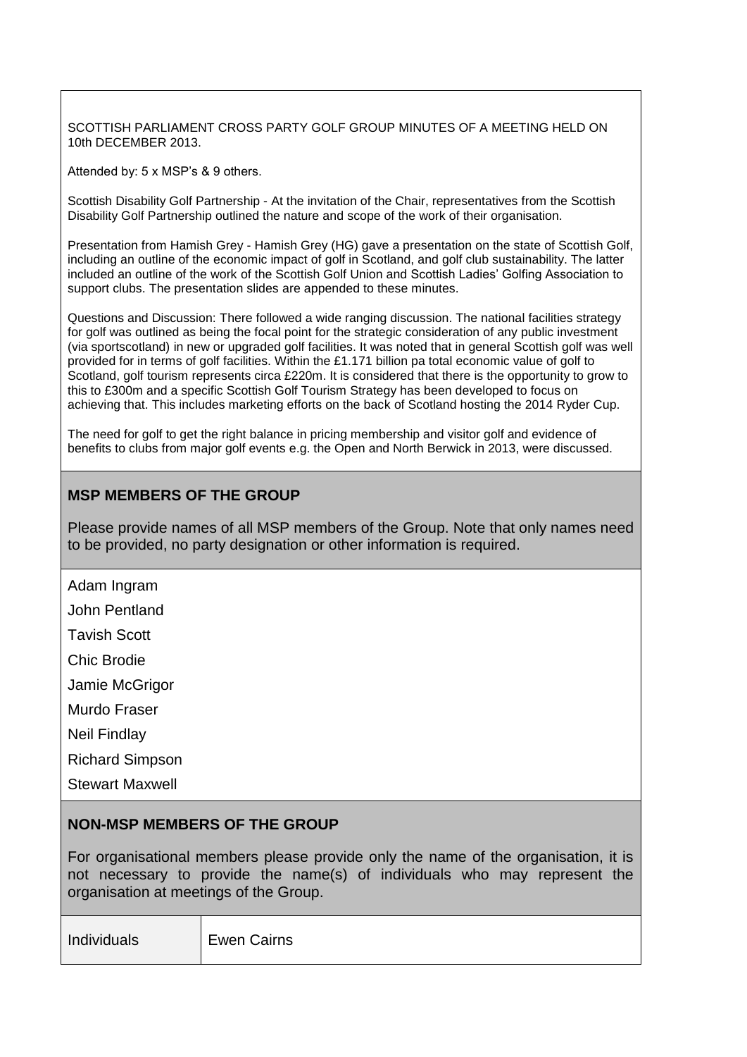SCOTTISH PARLIAMENT CROSS PARTY GOLF GROUP MINUTES OF A MEETING HELD ON 10th DECEMBER 2013.

Attended by: 5 x MSP's & 9 others.

Scottish Disability Golf Partnership - At the invitation of the Chair, representatives from the Scottish Disability Golf Partnership outlined the nature and scope of the work of their organisation.

Presentation from Hamish Grey - Hamish Grey (HG) gave a presentation on the state of Scottish Golf, including an outline of the economic impact of golf in Scotland, and golf club sustainability. The latter included an outline of the work of the Scottish Golf Union and Scottish Ladies' Golfing Association to support clubs. The presentation slides are appended to these minutes.

Questions and Discussion: There followed a wide ranging discussion. The national facilities strategy for golf was outlined as being the focal point for the strategic consideration of any public investment (via sportscotland) in new or upgraded golf facilities. It was noted that in general Scottish golf was well provided for in terms of golf facilities. Within the £1.171 billion pa total economic value of golf to Scotland, golf tourism represents circa £220m. It is considered that there is the opportunity to grow to this to £300m and a specific Scottish Golf Tourism Strategy has been developed to focus on achieving that. This includes marketing efforts on the back of Scotland hosting the 2014 Ryder Cup.

The need for golf to get the right balance in pricing membership and visitor golf and evidence of benefits to clubs from major golf events e.g. the Open and North Berwick in 2013, were discussed.

## MSP MEMBERS OF THE GROUP

Please provide names of all MSP members of the Group. Note that only names need to be provided, no party designation or other information is required.

Adam Ingram

John Pentland

Tavish Scott

Chic Brodie

Jamie McGrigor

Murdo Fraser

Neil Findlay

Richard Simpson

Stewart Maxwell

## NON-MSP MEMBERS OF THE GROUP

For organisational members please provide only the name of the organisation, it is not necessary to provide the name(s) of individuals who may represent the organisation at meetings of the Group.

| Individuals | Ewen Cairns |
|---|---|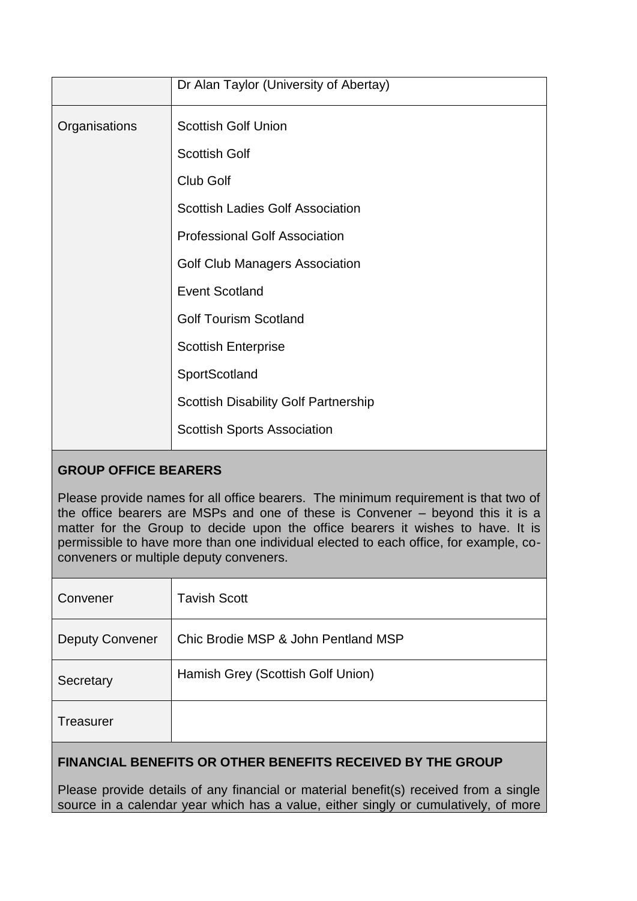| | |
|---|---|
| | Dr Alan Taylor (University of Abertay) |
| Organisations | Scottish Golf Union<br>Scottish Golf<br>Club Golf<br>Scottish Ladies Golf Association<br>Professional Golf Association<br>Golf Club Managers Association<br>Event Scotland<br>Golf Tourism Scotland<br>Scottish Enterprise<br>SportScotland<br>Scottish Disability Golf Partnership<br>Scottish Sports Association |

**GROUP OFFICE BEARERS**

Please provide names for all office bearers. The minimum requirement is that two of the office bearers are MSPs and one of these is Convener – beyond this it is a matter for the Group to decide upon the office bearers it wishes to have. It is permissible to have more than one individual elected to each office, for example, co-conveners or multiple deputy conveners.

| | |
|---|---|
| Convener | Tavish Scott |
| Deputy Convener | Chic Brodie MSP & John Pentland MSP |
| Secretary | Hamish Grey (Scottish Golf Union) |
| Treasurer | |

**FINANCIAL BENEFITS OR OTHER BENEFITS RECEIVED BY THE GROUP**

Please provide details of any financial or material benefit(s) received from a single source in a calendar year which has a value, either singly or cumulatively, of more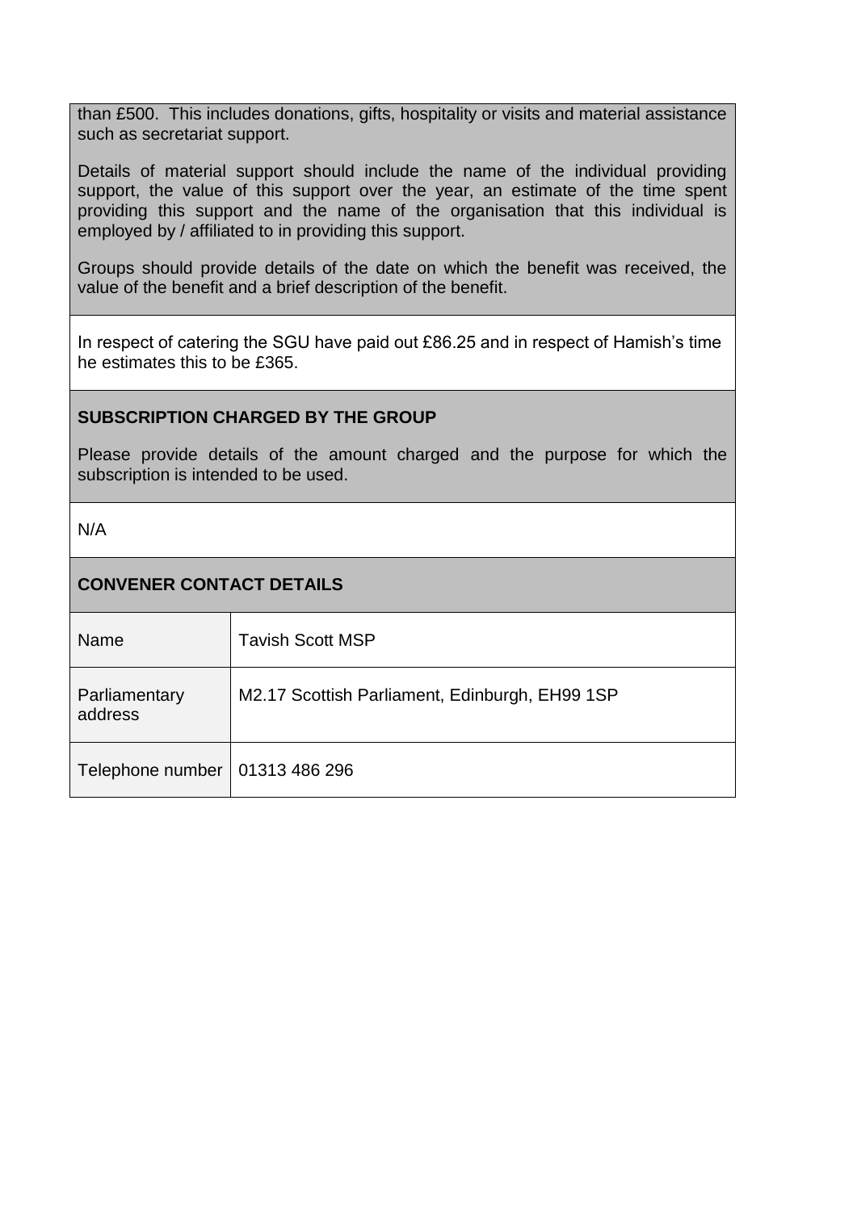than £500. This includes donations, gifts, hospitality or visits and material assistance such as secretariat support.

Details of material support should include the name of the individual providing support, the value of this support over the year, an estimate of the time spent providing this support and the name of the organisation that this individual is employed by / affiliated to in providing this support.

Groups should provide details of the date on which the benefit was received, the value of the benefit and a brief description of the benefit.

In respect of catering the SGU have paid out £86.25 and in respect of Hamish's time he estimates this to be £365.

**SUBSCRIPTION CHARGED BY THE GROUP**

Please provide details of the amount charged and the purpose for which the subscription is intended to be used.

N/A

**CONVENER CONTACT DETAILS**

| | |
|---|---|
| Name | Tavish Scott MSP |
| Parliamentary address | M2.17 Scottish Parliament, Edinburgh, EH99 1SP |
| Telephone number | 01313 486 296 |